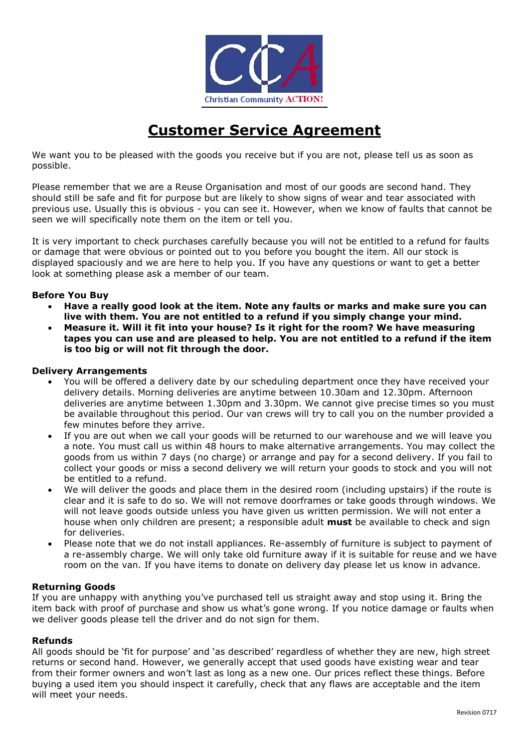Christian Community ACTION!

# Customer Service Agreement

We want you to be pleased with the goods you receive but if you are not, please tell us as soon as possible.

Please remember that we are a Reuse Organisation and most of our goods are second hand. They should still be safe and fit for purpose but are likely to show signs of wear and tear associated with previous use. Usually this is obvious - you can see it. However, when we know of faults that cannot be seen we will specifically note them on the item or tell you.

It is very important to check purchases carefully because you will not be entitled to a refund for faults or damage that were obvious or pointed out to you before you bought the item. All our stock is displayed spaciously and we are here to help you. If you have any questions or want to get a better look at something please ask a member of our team.

**Before You Buy**

- **Have a really good look at the item. Note any faults or marks and make sure you can live with them. You are not entitled to a refund if you simply change your mind.**
- **Measure it. Will it fit into your house? Is it right for the room? We have measuring tapes you can use and are pleased to help. You are not entitled to a refund if the item is too big or will not fit through the door.**

**Delivery Arrangements**

- You will be offered a delivery date by our scheduling department once they have received your delivery details. Morning deliveries are anytime between 10.30am and 12.30pm. Afternoon deliveries are anytime between 1.30pm and 3.30pm. We cannot give precise times so you must be available throughout this period. Our van crews will try to call you on the number provided a few minutes before they arrive.
- If you are out when we call your goods will be returned to our warehouse and we will leave you a note. You must call us within 48 hours to make alternative arrangements. You may collect the goods from us within 7 days (no charge) or arrange and pay for a second delivery. If you fail to collect your goods or miss a second delivery we will return your goods to stock and you will not be entitled to a refund.
- We will deliver the goods and place them in the desired room (including upstairs) if the route is clear and it is safe to do so. We will not remove doorframes or take goods through windows. We will not leave goods outside unless you have given us written permission. We will not enter a house when only children are present; a responsible adult **must** be available to check and sign for deliveries.
- Please note that we do not install appliances. Re-assembly of furniture is subject to payment of a re-assembly charge. We will only take old furniture away if it is suitable for reuse and we have room on the van. If you have items to donate on delivery day please let us know in advance.

**Returning Goods**

If you are unhappy with anything you've purchased tell us straight away and stop using it. Bring the item back with proof of purchase and show us what's gone wrong. If you notice damage or faults when we deliver goods please tell the driver and do not sign for them.

**Refunds**

All goods should be 'fit for purpose' and 'as described' regardless of whether they are new, high street returns or second hand. However, we generally accept that used goods have existing wear and tear from their former owners and won't last as long as a new one. Our prices reflect these things. Before buying a used item you should inspect it carefully, check that any flaws are acceptable and the item will meet your needs.

Revision 0717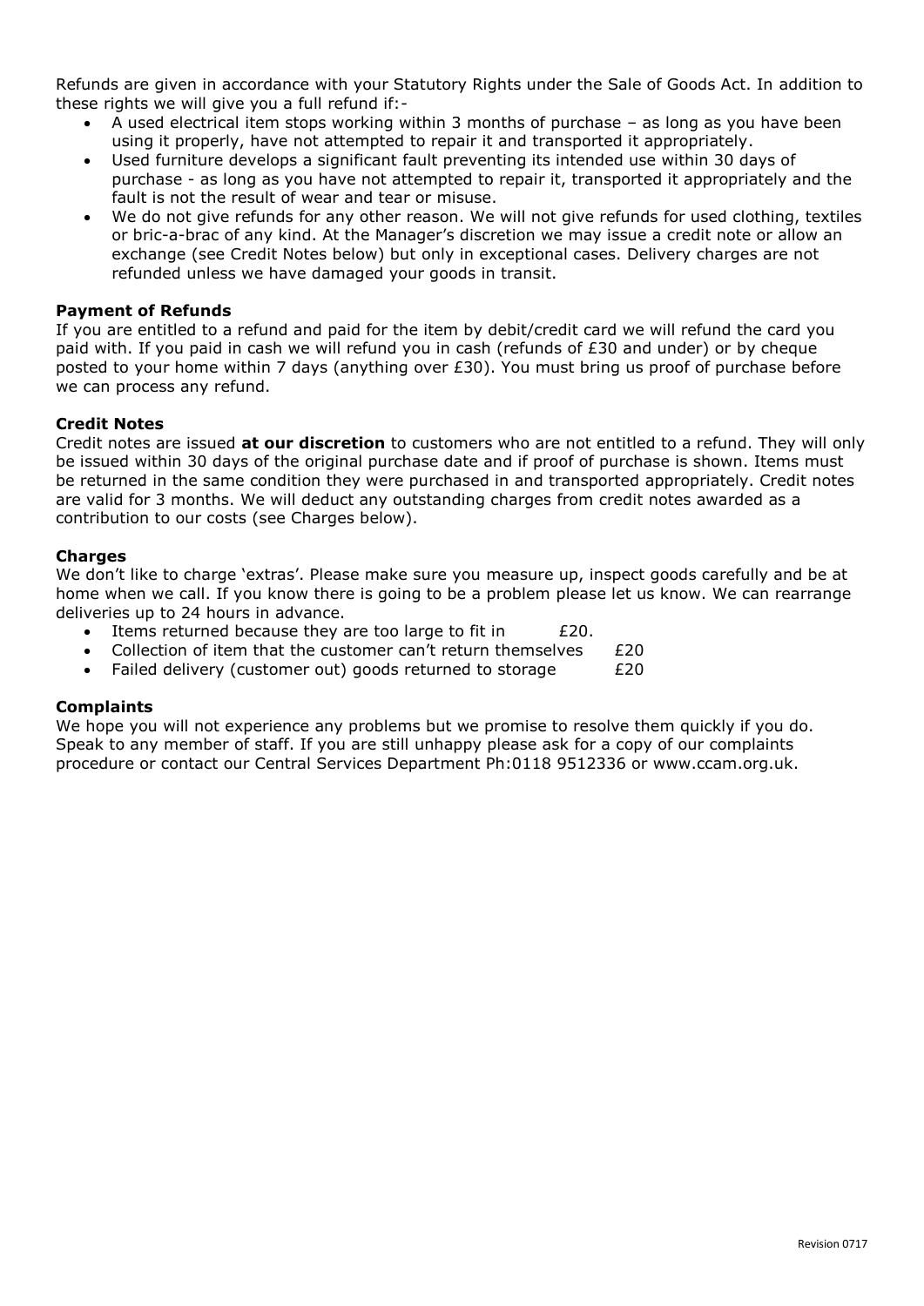Refunds are given in accordance with your Statutory Rights under the Sale of Goods Act. In addition to these rights we will give you a full refund if:-

- A used electrical item stops working within 3 months of purchase – as long as you have been using it properly, have not attempted to repair it and transported it appropriately.
- Used furniture develops a significant fault preventing its intended use within 30 days of purchase - as long as you have not attempted to repair it, transported it appropriately and the fault is not the result of wear and tear or misuse.
- We do not give refunds for any other reason. We will not give refunds for used clothing, textiles or bric-a-brac of any kind. At the Manager's discretion we may issue a credit note or allow an exchange (see Credit Notes below) but only in exceptional cases. Delivery charges are not refunded unless we have damaged your goods in transit.

**Payment of Refunds**

If you are entitled to a refund and paid for the item by debit/credit card we will refund the card you paid with. If you paid in cash we will refund you in cash (refunds of £30 and under) or by cheque posted to your home within 7 days (anything over £30). You must bring us proof of purchase before we can process any refund.

**Credit Notes**

Credit notes are issued **at our discretion** to customers who are not entitled to a refund. They will only be issued within 30 days of the original purchase date and if proof of purchase is shown. Items must be returned in the same condition they were purchased in and transported appropriately. Credit notes are valid for 3 months. We will deduct any outstanding charges from credit notes awarded as a contribution to our costs (see Charges below).

**Charges**

We don't like to charge 'extras'. Please make sure you measure up, inspect goods carefully and be at home when we call. If you know there is going to be a problem please let us know. We can rearrange deliveries up to 24 hours in advance.

- Items returned because they are too large to fit in £20.
- Collection of item that the customer can't return themselves £20
- Failed delivery (customer out) goods returned to storage £20

**Complaints**

We hope you will not experience any problems but we promise to resolve them quickly if you do. Speak to any member of staff. If you are still unhappy please ask for a copy of our complaints procedure or contact our Central Services Department Ph:0118 9512336 or www.ccam.org.uk.

Revision 0717